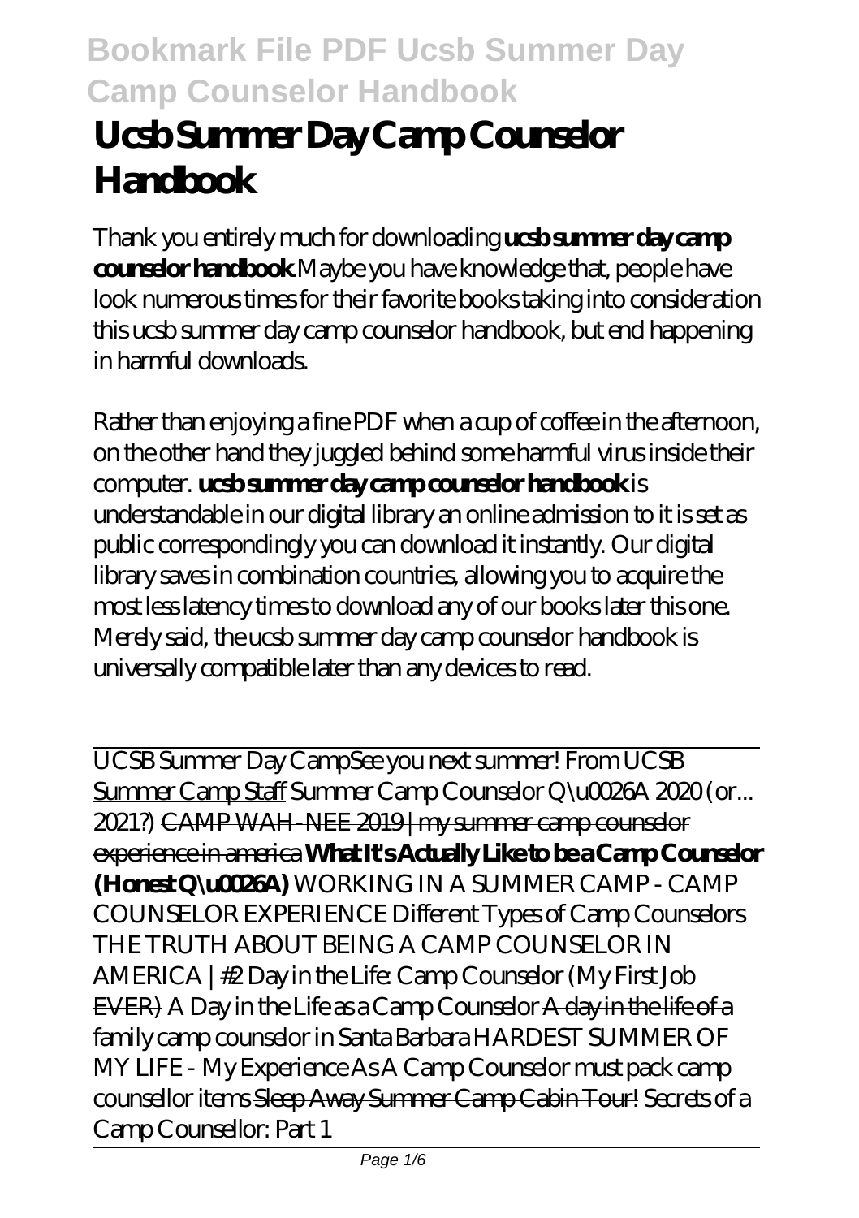# Ucsb Summer Day Camp Counselor Handbook

Thank you entirely much for downloading **ucsb summer day camp counselor handbook**.Maybe you have knowledge that, people have look numerous times for their favorite books taking into consideration this ucsb summer day camp counselor handbook, but end happening in harmful downloads.

Rather than enjoying a fine PDF when a cup of coffee in the afternoon, on the other hand they juggled behind some harmful virus inside their computer. **ucsb summer day camp counselor handbook** is understandable in our digital library an online admission to it is set as public correspondingly you can download it instantly. Our digital library saves in combination countries, allowing you to acquire the most less latency times to download any of our books later this one. Merely said, the ucsb summer day camp counselor handbook is universally compatible later than any devices to read.

UCSB Summer Day CampSee you next summer! From UCSB Summer Camp Staff *Summer Camp Counselor Q\u0026A 2020 (or... 2021?)* ~~CAMP WAH-NEE 2019 | my summer camp counselor experience in america~~ **What It's Actually Like to be a Camp Counselor (Honest Q\u0026A)** *WORKING IN A SUMMER CAMP - CAMP COUNSELOR EXPERIENCE Different Types of Camp Counselors THE TRUTH ABOUT BEING A CAMP COUNSELOR IN AMERICA | #2* ~~Day in the Life: Camp Counselor (My First Job EVER)~~ *A Day in the Life as a Camp Counselor* ~~A day in the life of a family camp counselor in Santa Barbara~~ HARDEST SUMMER OF MY LIFE - My Experience As A Camp Counselor *must pack camp counsellor items* ~~Sleep Away Summer Camp Cabin Tour!~~ *Secrets of a Camp Counsellor: Part 1*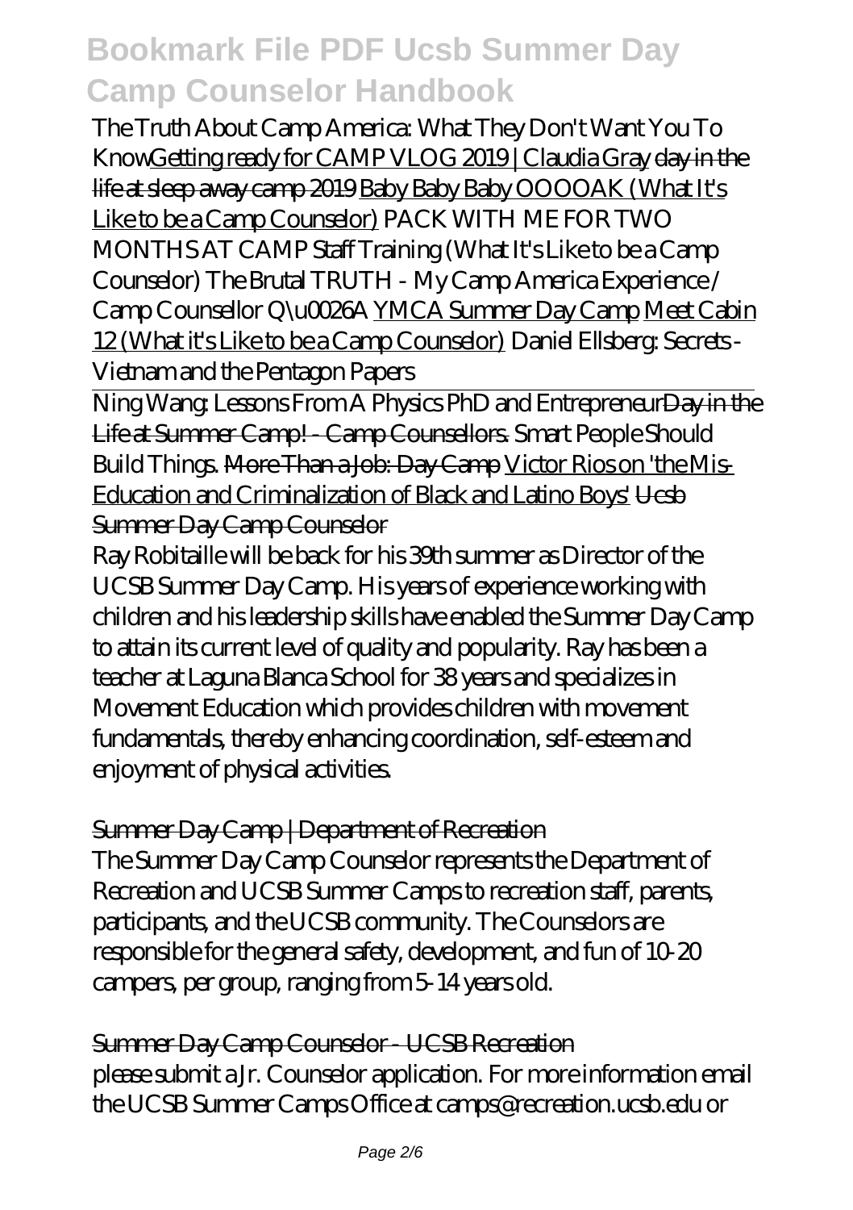*The Truth About Camp America: What They Don't Want You To Know*Getting ready for CAMP VLOG 2019 | Claudia Gray day in the life at sleep away camp 2019 Baby Baby Baby OOOOAK (What It's Like to be a Camp Counselor) *PACK WITH ME FOR TWO MONTHS AT CAMP Staff Training (What It's Like to be a Camp Counselor) The Brutal TRUTH - My Camp America Experience / Camp Counsellor Q\u0026A* YMCA Summer Day Camp Meet Cabin 12 (What it's Like to be a Camp Counselor) *Daniel Ellsberg: Secrets - Vietnam and the Pentagon Papers*

---

Ning Wang: Lessons From A Physics PhD and EntrepreneurDay in the Life at Summer Camp! - Camp Counsellors. *Smart People Should Build Things.* More Than a Job: Day Camp Victor Rios on 'the Mis-Education and Criminalization of Black and Latino Boys' Ucsb Summer Day Camp Counselor

Ray Robitaille will be back for his 39th summer as Director of the UCSB Summer Day Camp. His years of experience working with children and his leadership skills have enabled the Summer Day Camp to attain its current level of quality and popularity. Ray has been a teacher at Laguna Blanca School for 38 years and specializes in Movement Education which provides children with movement fundamentals, thereby enhancing coordination, self-esteem and enjoyment of physical activities.

## Summer Day Camp | Department of Recreation

The Summer Day Camp Counselor represents the Department of Recreation and UCSB Summer Camps to recreation staff, parents, participants, and the UCSB community. The Counselors are responsible for the general safety, development, and fun of 10-20 campers, per group, ranging from 5-14 years old.

## Summer Day Camp Counselor - UCSB Recreation

please submit a Jr. Counselor application. For more information email the UCSB Summer Camps Office at camps@recreation.ucsb.edu or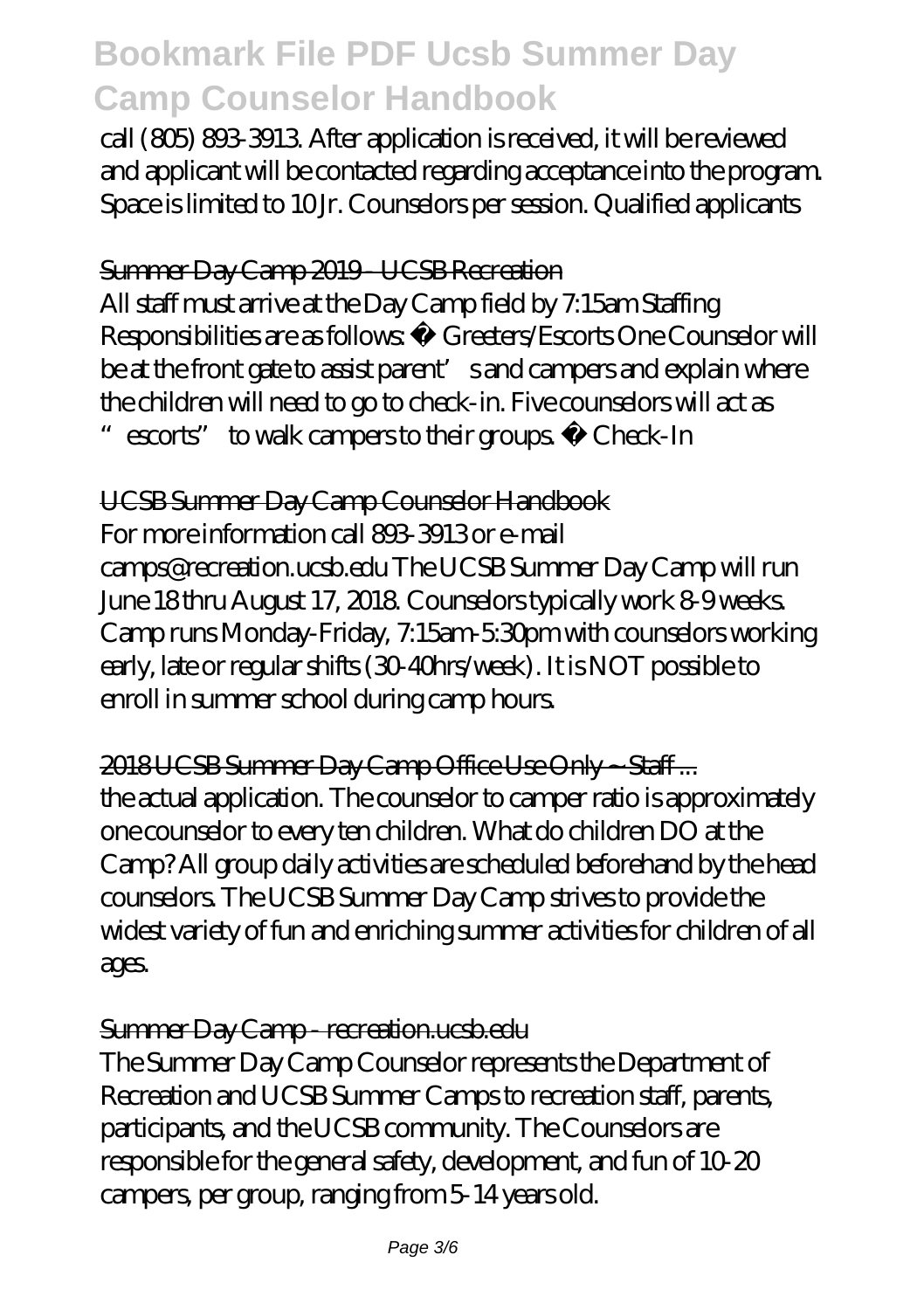call (805) 893-3913. After application is received, it will be reviewed and applicant will be contacted regarding acceptance into the program. Space is limited to 10 Jr. Counselors per session. Qualified applicants

## Summer Day Camp 2019 - UCSB Recreation

All staff must arrive at the Day Camp field by 7:15am Staffing Responsibilities are as follows: • Greeters/Escorts One Counselor will be at the front gate to assist parent's and campers and explain where the children will need to go to check-in. Five counselors will act as "escorts" to walk campers to their groups. • Check-In

## UCSB Summer Day Camp Counselor Handbook

For more information call 893-3913 or e-mail camps@recreation.ucsb.edu The UCSB Summer Day Camp will run June 18 thru August 17, 2018. Counselors typically work 8-9 weeks. Camp runs Monday-Friday, 7:15am-5:30pm with counselors working early, late or regular shifts (30-40hrs/week). It is NOT possible to enroll in summer school during camp hours.

## 2018 UCSB Summer Day Camp Office Use Only ~ Staff ...

the actual application. The counselor to camper ratio is approximately one counselor to every ten children. What do children DO at the Camp? All group daily activities are scheduled beforehand by the head counselors. The UCSB Summer Day Camp strives to provide the widest variety of fun and enriching summer activities for children of all ages.

## Summer Day Camp - recreation.ucsb.edu

The Summer Day Camp Counselor represents the Department of Recreation and UCSB Summer Camps to recreation staff, parents, participants, and the UCSB community. The Counselors are responsible for the general safety, development, and fun of 10-20 campers, per group, ranging from 5-14 years old.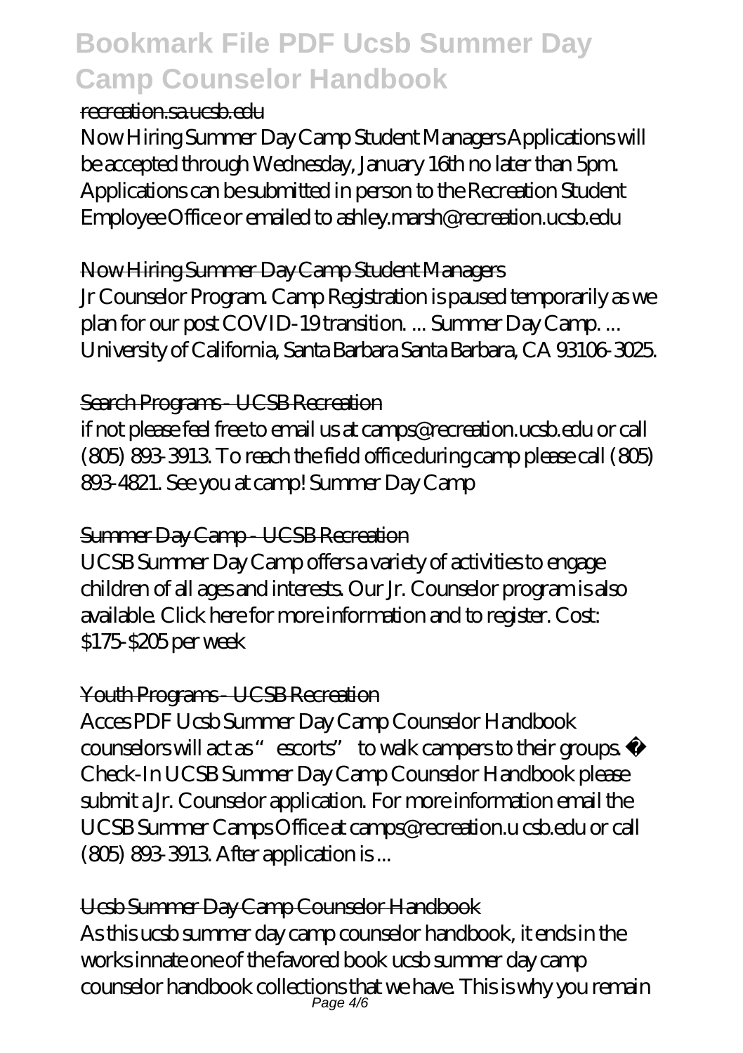recreation.sa.ucsb.edu

Now Hiring Summer Day Camp Student Managers Applications will be accepted through Wednesday, January 16th no later than 5pm. Applications can be submitted in person to the Recreation Student Employee Office or emailed to ashley.marsh@recreation.ucsb.edu

## Now Hiring Summer Day Camp Student Managers

Jr Counselor Program. Camp Registration is paused temporarily as we plan for our post COVID-19 transition. ... Summer Day Camp. ... University of California, Santa Barbara Santa Barbara, CA 93106-3025.

## Search Programs - UCSB Recreation

if not please feel free to email us at camps@recreation.ucsb.edu or call (805) 893-3913. To reach the field office during camp please call (805) 893-4821. See you at camp! Summer Day Camp

## Summer Day Camp - UCSB Recreation

UCSB Summer Day Camp offers a variety of activities to engage children of all ages and interests. Our Jr. Counselor program is also available. Click here for more information and to register. Cost: $175-$205 per week

## Youth Programs - UCSB Recreation

Acces PDF Ucsb Summer Day Camp Counselor Handbook counselors will act as "escorts" to walk campers to their groups. • Check-In UCSB Summer Day Camp Counselor Handbook please submit a Jr. Counselor application. For more information email the UCSB Summer Camps Office at camps@recreation.u csb.edu or call (805) 893-3913. After application is ...

## Ucsb Summer Day Camp Counselor Handbook

As this ucsb summer day camp counselor handbook, it ends in the works innate one of the favored book ucsb summer day camp counselor handbook collections that we have. This is why you remain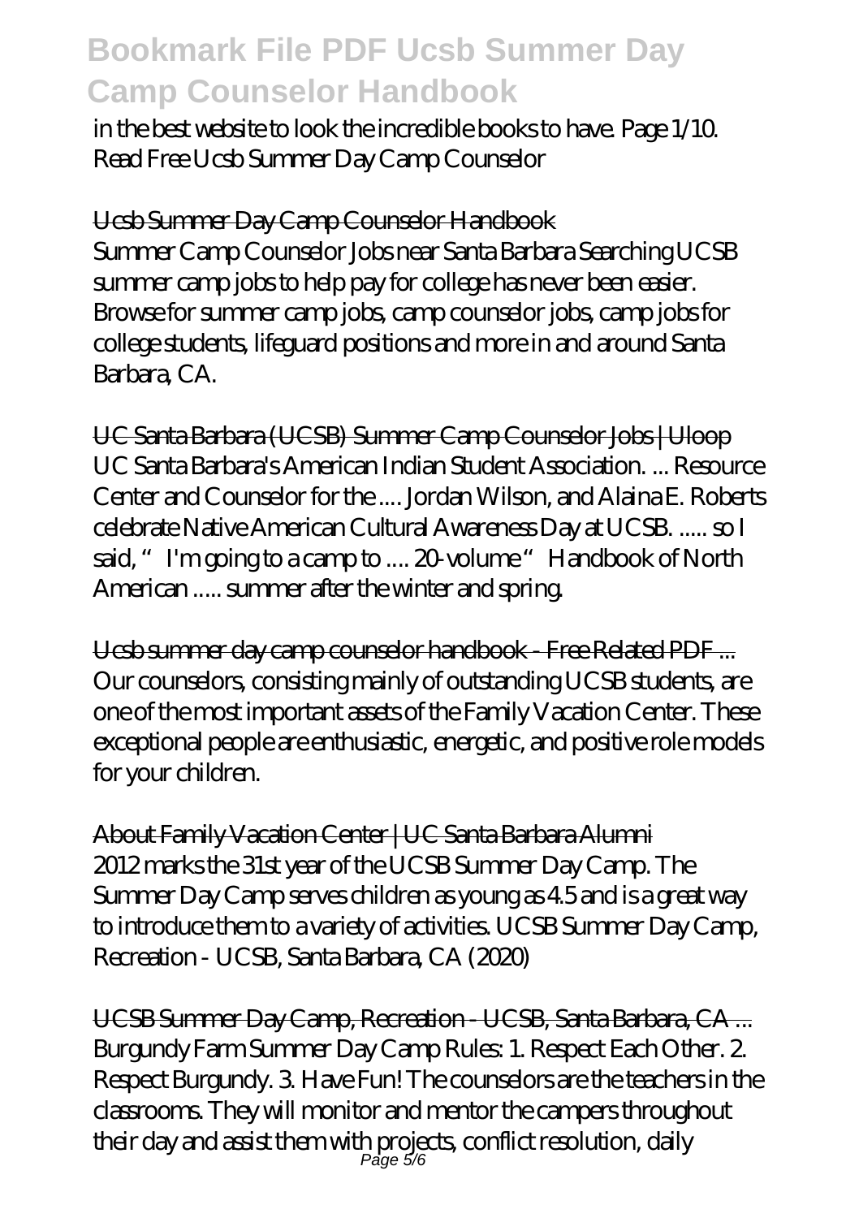in the best website to look the incredible books to have. Page 1/10. Read Free Ucsb Summer Day Camp Counselor

## Ucsb Summer Day Camp Counselor Handbook

Summer Camp Counselor Jobs near Santa Barbara Searching UCSB summer camp jobs to help pay for college has never been easier. Browse for summer camp jobs, camp counselor jobs, camp jobs for college students, lifeguard positions and more in and around Santa Barbara, CA.

## UC Santa Barbara (UCSB) Summer Camp Counselor Jobs | Uloop

UC Santa Barbara's American Indian Student Association. ... Resource Center and Counselor for the .... Jordan Wilson, and Alaina E. Roberts celebrate Native American Cultural Awareness Day at UCSB. ..... so I said, " I'm going to a camp to .... 20-volume " Handbook of North American ..... summer after the winter and spring.

## Ucsb summer day camp counselor handbook - Free Related PDF ...

Our counselors, consisting mainly of outstanding UCSB students, are one of the most important assets of the Family Vacation Center. These exceptional people are enthusiastic, energetic, and positive role models for your children.

## About Family Vacation Center | UC Santa Barbara Alumni

2012 marks the 31st year of the UCSB Summer Day Camp. The Summer Day Camp serves children as young as 4.5 and is a great way to introduce them to a variety of activities. UCSB Summer Day Camp, Recreation - UCSB, Santa Barbara, CA (2020)

## UCSB Summer Day Camp, Recreation - UCSB, Santa Barbara, CA ...

Burgundy Farm Summer Day Camp Rules: 1. Respect Each Other. 2. Respect Burgundy. 3. Have Fun! The counselors are the teachers in the classrooms. They will monitor and mentor the campers throughout their day and assist them with projects, conflict resolution, daily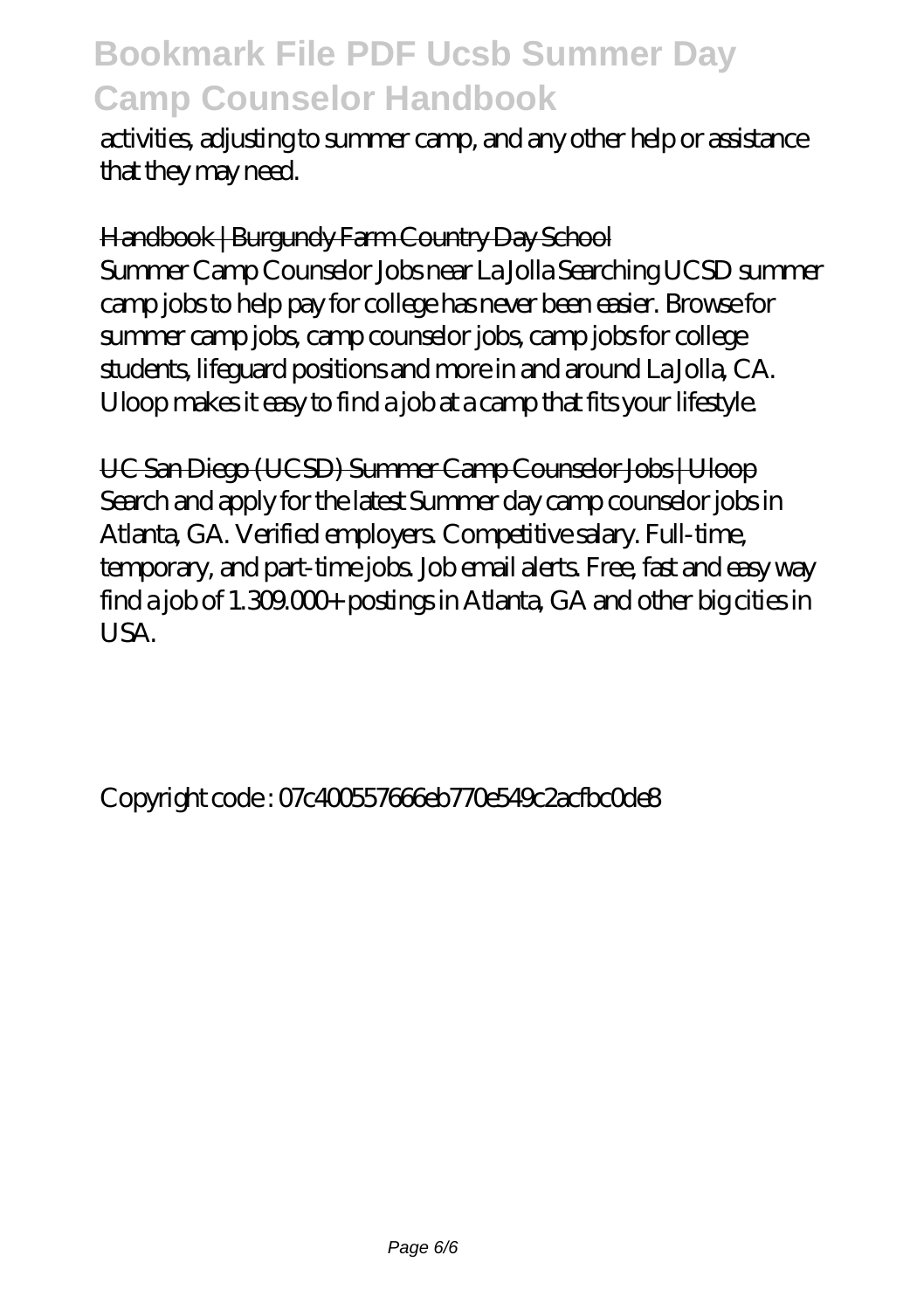activities, adjusting to summer camp, and any other help or assistance that they may need.

Handbook | Burgundy Farm Country Day School

Summer Camp Counselor Jobs near La Jolla Searching UCSD summer camp jobs to help pay for college has never been easier. Browse for summer camp jobs, camp counselor jobs, camp jobs for college students, lifeguard positions and more in and around La Jolla, CA. Uloop makes it easy to find a job at a camp that fits your lifestyle.

UC San Diego (UCSD) Summer Camp Counselor Jobs | Uloop

Search and apply for the latest Summer day camp counselor jobs in Atlanta, GA. Verified employers. Competitive salary. Full-time, temporary, and part-time jobs. Job email alerts. Free, fast and easy way find a job of 1.309.000+ postings in Atlanta, GA and other big cities in USA.

Copyright code : 07c400557666eb770e549c2acfbc0de8